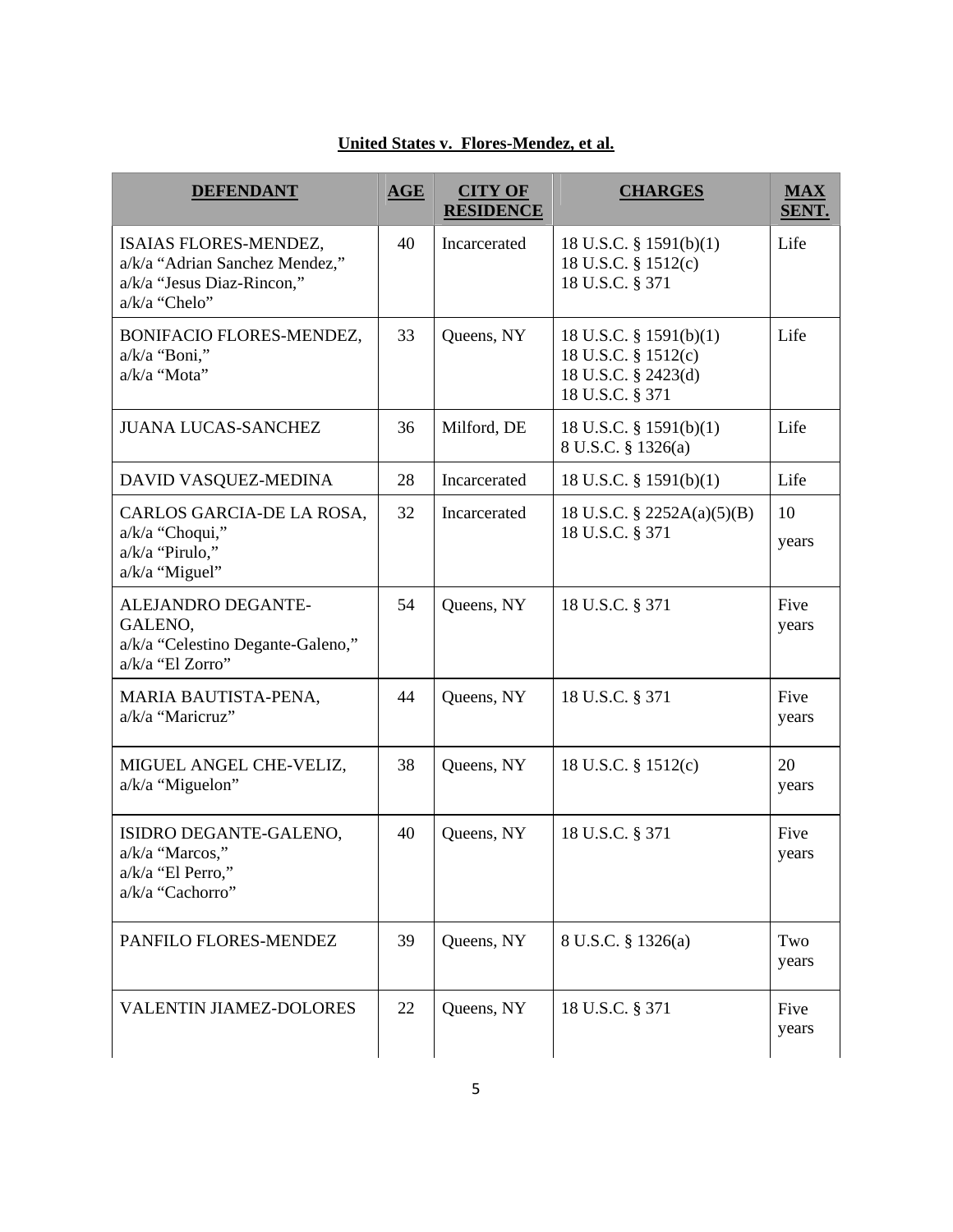**United States v. Flores-Mendez, et al.**

| DEFENDANT | AGE | CITY OF RESIDENCE | CHARGES | MAX SENT. |
|---|---|---|---|---|
| ISAIAS FLORES-MENDEZ, a/k/a "Adrian Sanchez Mendez," a/k/a "Jesus Diaz-Rincon," a/k/a "Chelo" | 40 | Incarcerated | 18 U.S.C. § 1591(b)(1)<br>18 U.S.C. § 1512(c)<br>18 U.S.C. § 371 | Life |
| BONIFACIO FLORES-MENDEZ, a/k/a "Boni," a/k/a "Mota" | 33 | Queens, NY | 18 U.S.C. § 1591(b)(1)<br>18 U.S.C. § 1512(c)<br>18 U.S.C. § 2423(d)<br>18 U.S.C. § 371 | Life |
| JUANA LUCAS-SANCHEZ | 36 | Milford, DE | 18 U.S.C. § 1591(b)(1)<br>8 U.S.C. § 1326(a) | Life |
| DAVID VASQUEZ-MEDINA | 28 | Incarcerated | 18 U.S.C. § 1591(b)(1) | Life |
| CARLOS GARCIA-DE LA ROSA, a/k/a "Choqui," a/k/a "Pirulo," a/k/a "Miguel" | 32 | Incarcerated | 18 U.S.C. § 2252A(a)(5)(B)<br>18 U.S.C. § 371 | 10 years |
| ALEJANDRO DEGANTE-GALENO, a/k/a "Celestino Degante-Galeno," a/k/a "El Zorro" | 54 | Queens, NY | 18 U.S.C. § 371 | Five years |
| MARIA BAUTISTA-PENA, a/k/a "Maricruz" | 44 | Queens, NY | 18 U.S.C. § 371 | Five years |
| MIGUEL ANGEL CHE-VELIZ, a/k/a "Miguelon" | 38 | Queens, NY | 18 U.S.C. § 1512(c) | 20 years |
| ISIDRO DEGANTE-GALENO, a/k/a "Marcos," a/k/a "El Perro," a/k/a "Cachorro" | 40 | Queens, NY | 18 U.S.C. § 371 | Five years |
| PANFILO FLORES-MENDEZ | 39 | Queens, NY | 8 U.S.C. § 1326(a) | Two years |
| VALENTIN JIAMEZ-DOLORES | 22 | Queens, NY | 18 U.S.C. § 371 | Five years |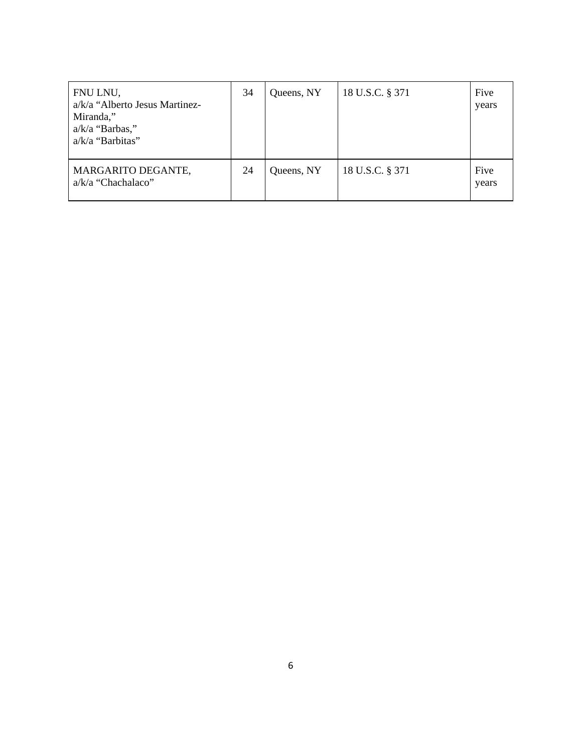| | | | | |
|---|---|---|---|---|
| FNU LNU,<br>a/k/a "Alberto Jesus Martinez-Miranda,"<br>a/k/a "Barbas,"<br>a/k/a "Barbitas" | 34 | Queens, NY | 18 U.S.C. § 371 | Five years |
| MARGARITO DEGANTE,<br>a/k/a "Chachalaco" | 24 | Queens, NY | 18 U.S.C. § 371 | Five years |